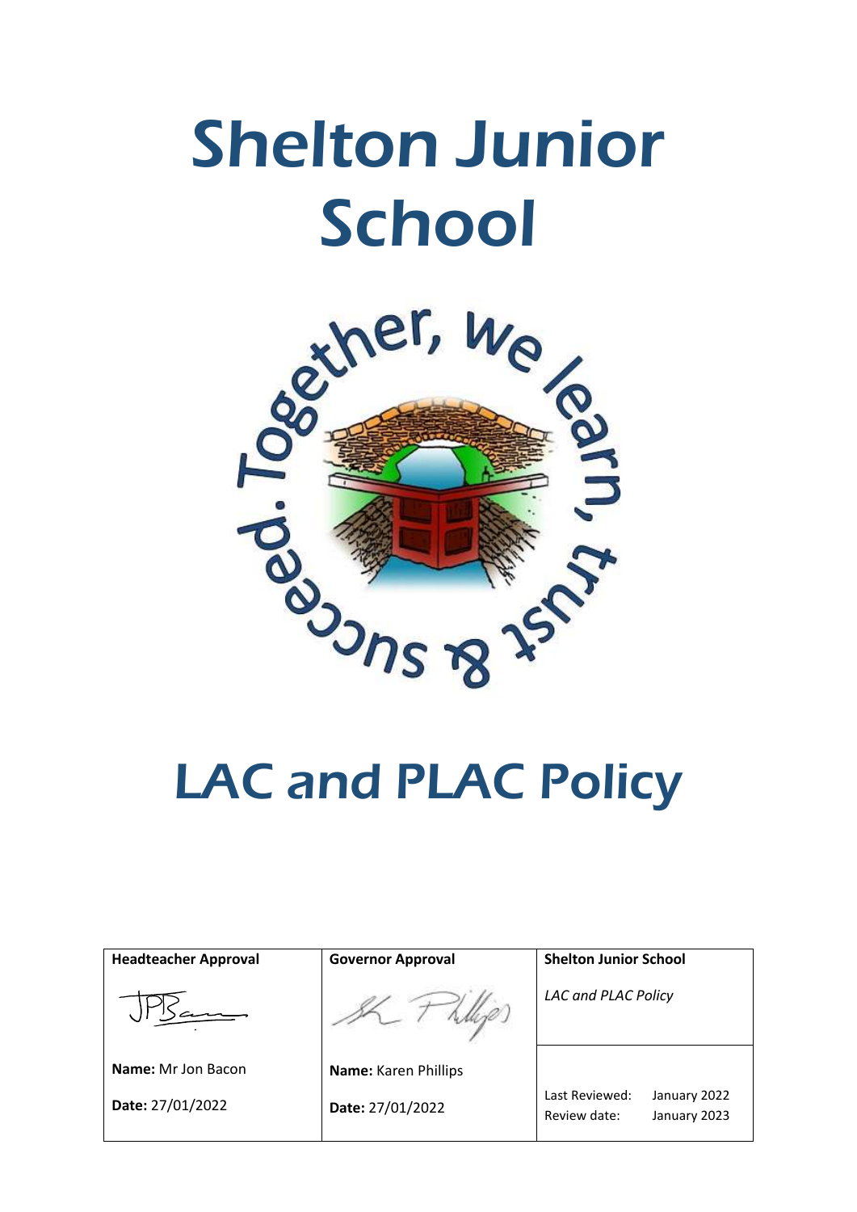# Shelton Junior School

Together, we learn, trust & succeed.

# LAC and PLAC Policy

| Headteacher Approval | Governor Approval | Shelton Junior School |
|---|---|---|
| | | *LAC and PLAC Policy* |
| **Name:** Mr Jon Bacon | **Name:** Karen Phillips | |
| **Date:** 27/01/2022 | **Date:** 27/01/2022 | Last Reviewed: January 2022<br>Review date: January 2023 |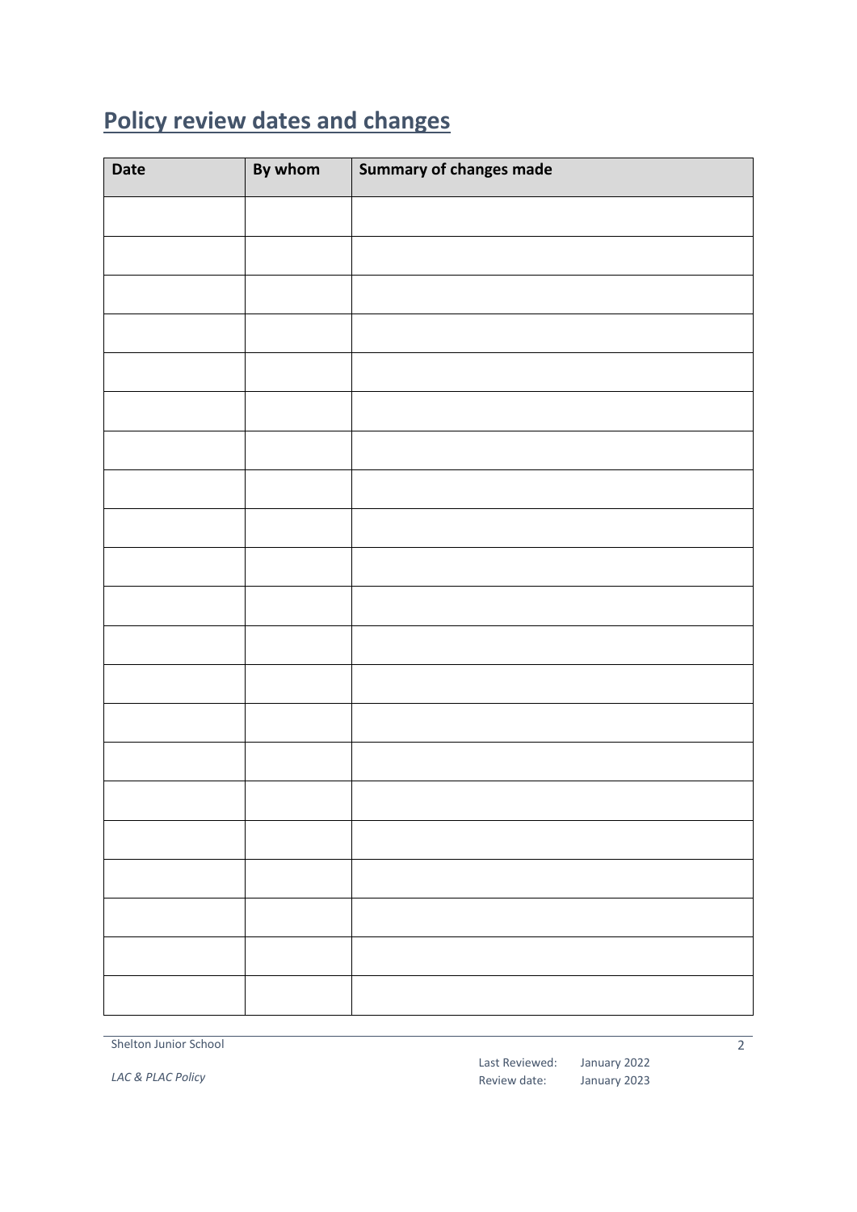## Policy review dates and changes

| Date | By whom | Summary of changes made |
|---|---|---|
| | | |
| | | |
| | | |
| | | |
| | | |
| | | |
| | | |
| | | |
| | | |
| | | |
| | | |
| | | |
| | | |
| | | |
| | | |
| | | |
| | | |
| | | |
| | | |
| | | |
| | | |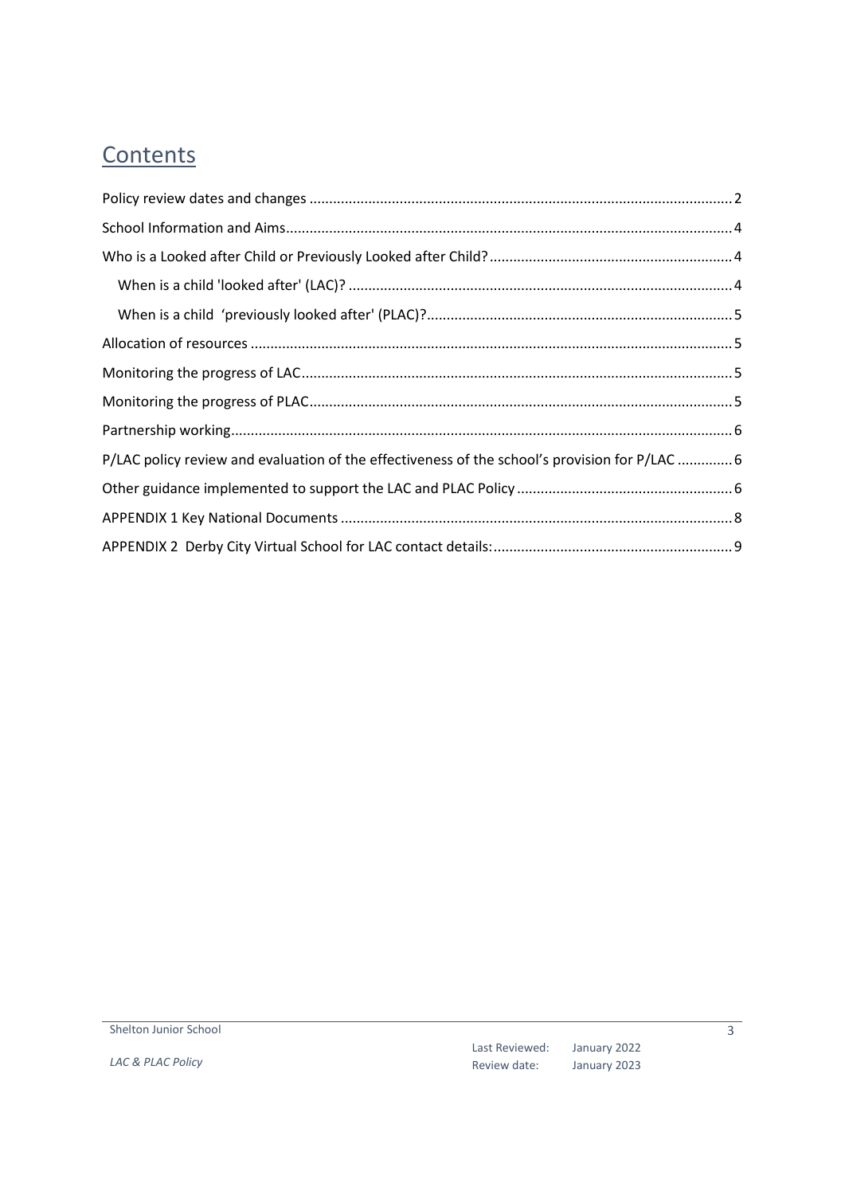# Contents

Policy review dates and changes ............................................................................................................ 2

School Information and Aims.................................................................................................................. 4

Who is a Looked after Child or Previously Looked after Child?.............................................................. 4

- When is a child 'looked after' (LAC)? .................................................................................................. 4
- When is a child 'previously looked after' (PLAC)?............................................................................. 5

Allocation of resources ........................................................................................................................... 5

Monitoring the progress of LAC............................................................................................................... 5

Monitoring the progress of PLAC............................................................................................................. 5

Partnership working................................................................................................................................. 6

P/LAC policy review and evaluation of the effectiveness of the school's provision for P/LAC .............. 6

Other guidance implemented to support the LAC and PLAC Policy ....................................................... 6

APPENDIX 1 Key National Documents .................................................................................................... 8

APPENDIX 2 Derby City Virtual School for LAC contact details:............................................................. 9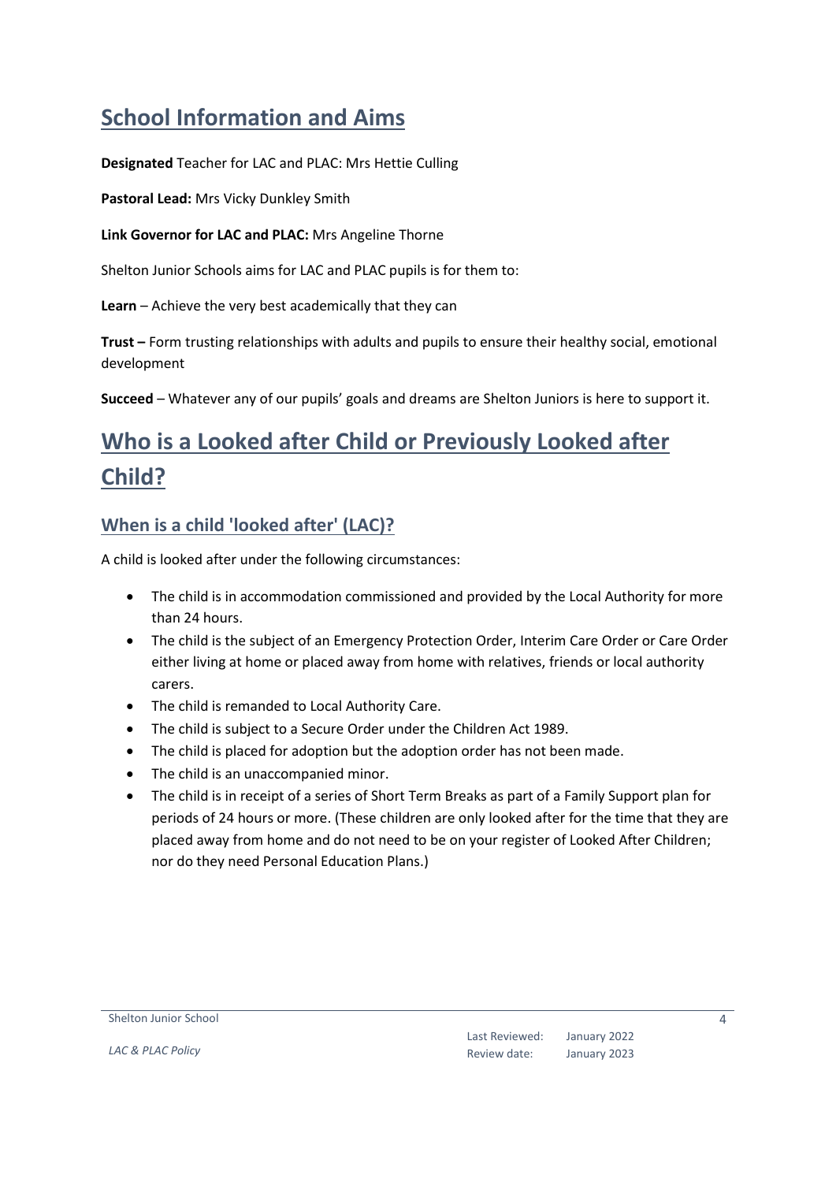## School Information and Aims

**Designated** Teacher for LAC and PLAC: Mrs Hettie Culling

**Pastoral Lead:** Mrs Vicky Dunkley Smith

**Link Governor for LAC and PLAC:** Mrs Angeline Thorne

Shelton Junior Schools aims for LAC and PLAC pupils is for them to:

**Learn** – Achieve the very best academically that they can

**Trust –** Form trusting relationships with adults and pupils to ensure their healthy social, emotional development

**Succeed** – Whatever any of our pupils' goals and dreams are Shelton Juniors is here to support it.

# Who is a Looked after Child or Previously Looked after Child?

### When is a child 'looked after' (LAC)?

A child is looked after under the following circumstances:

- The child is in accommodation commissioned and provided by the Local Authority for more than 24 hours.
- The child is the subject of an Emergency Protection Order, Interim Care Order or Care Order either living at home or placed away from home with relatives, friends or local authority carers.
- The child is remanded to Local Authority Care.
- The child is subject to a Secure Order under the Children Act 1989.
- The child is placed for adoption but the adoption order has not been made.
- The child is an unaccompanied minor.
- The child is in receipt of a series of Short Term Breaks as part of a Family Support plan for periods of 24 hours or more. (These children are only looked after for the time that they are placed away from home and do not need to be on your register of Looked After Children; nor do they need Personal Education Plans.)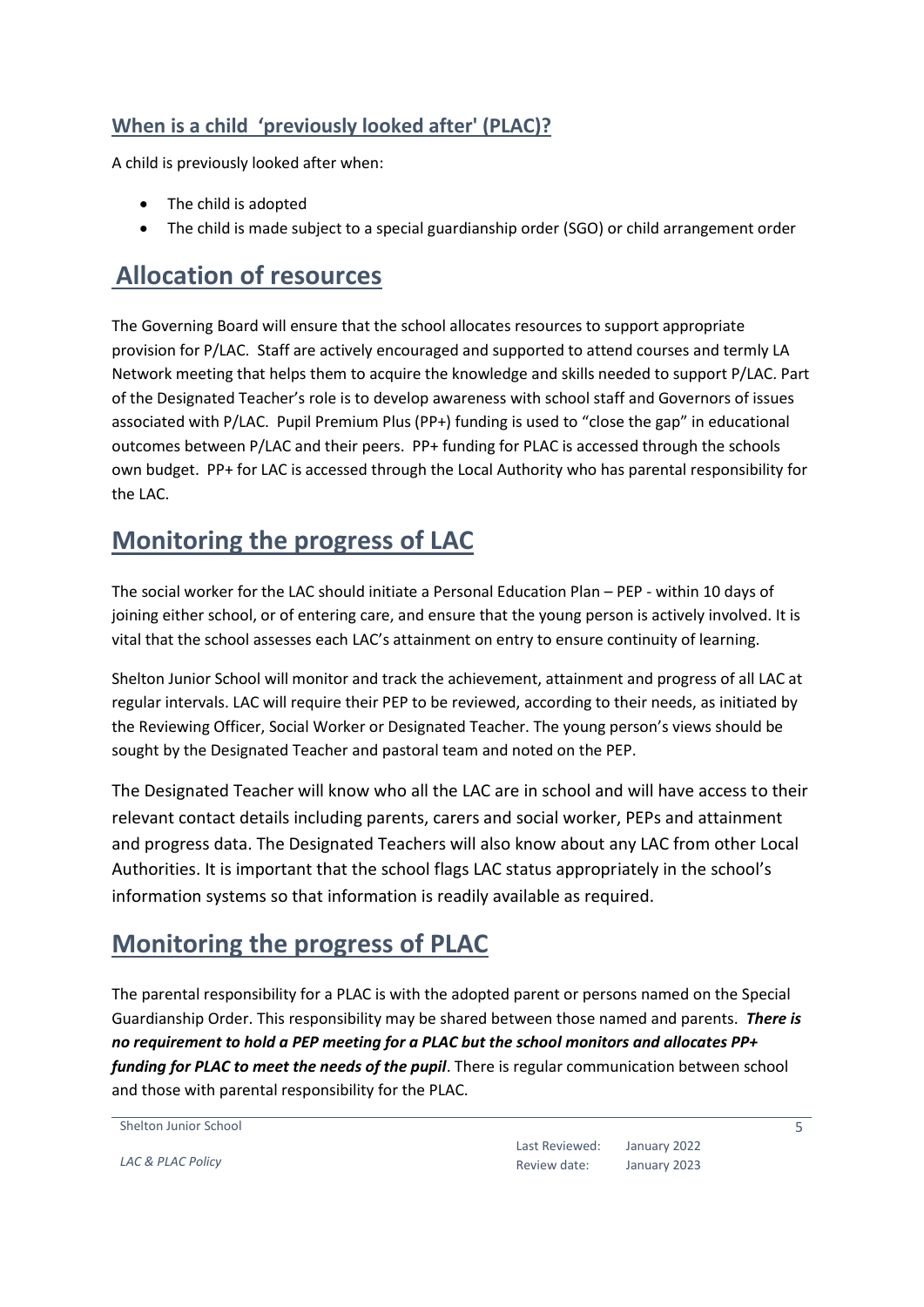### When is a child 'previously looked after' (PLAC)?

A child is previously looked after when:

- The child is adopted
- The child is made subject to a special guardianship order (SGO) or child arrangement order

## Allocation of resources

The Governing Board will ensure that the school allocates resources to support appropriate provision for P/LAC. Staff are actively encouraged and supported to attend courses and termly LA Network meeting that helps them to acquire the knowledge and skills needed to support P/LAC. Part of the Designated Teacher's role is to develop awareness with school staff and Governors of issues associated with P/LAC. Pupil Premium Plus (PP+) funding is used to "close the gap" in educational outcomes between P/LAC and their peers. PP+ funding for PLAC is accessed through the schools own budget. PP+ for LAC is accessed through the Local Authority who has parental responsibility for the LAC.

## Monitoring the progress of LAC

The social worker for the LAC should initiate a Personal Education Plan – PEP - within 10 days of joining either school, or of entering care, and ensure that the young person is actively involved. It is vital that the school assesses each LAC's attainment on entry to ensure continuity of learning.

Shelton Junior School will monitor and track the achievement, attainment and progress of all LAC at regular intervals. LAC will require their PEP to be reviewed, according to their needs, as initiated by the Reviewing Officer, Social Worker or Designated Teacher. The young person's views should be sought by the Designated Teacher and pastoral team and noted on the PEP.

The Designated Teacher will know who all the LAC are in school and will have access to their relevant contact details including parents, carers and social worker, PEPs and attainment and progress data. The Designated Teachers will also know about any LAC from other Local Authorities. It is important that the school flags LAC status appropriately in the school's information systems so that information is readily available as required.

## Monitoring the progress of PLAC

The parental responsibility for a PLAC is with the adopted parent or persons named on the Special Guardianship Order. This responsibility may be shared between those named and parents. ***There is no requirement to hold a PEP meeting for a PLAC but the school monitors and allocates PP+ funding for PLAC to meet the needs of the pupil***. There is regular communication between school and those with parental responsibility for the PLAC.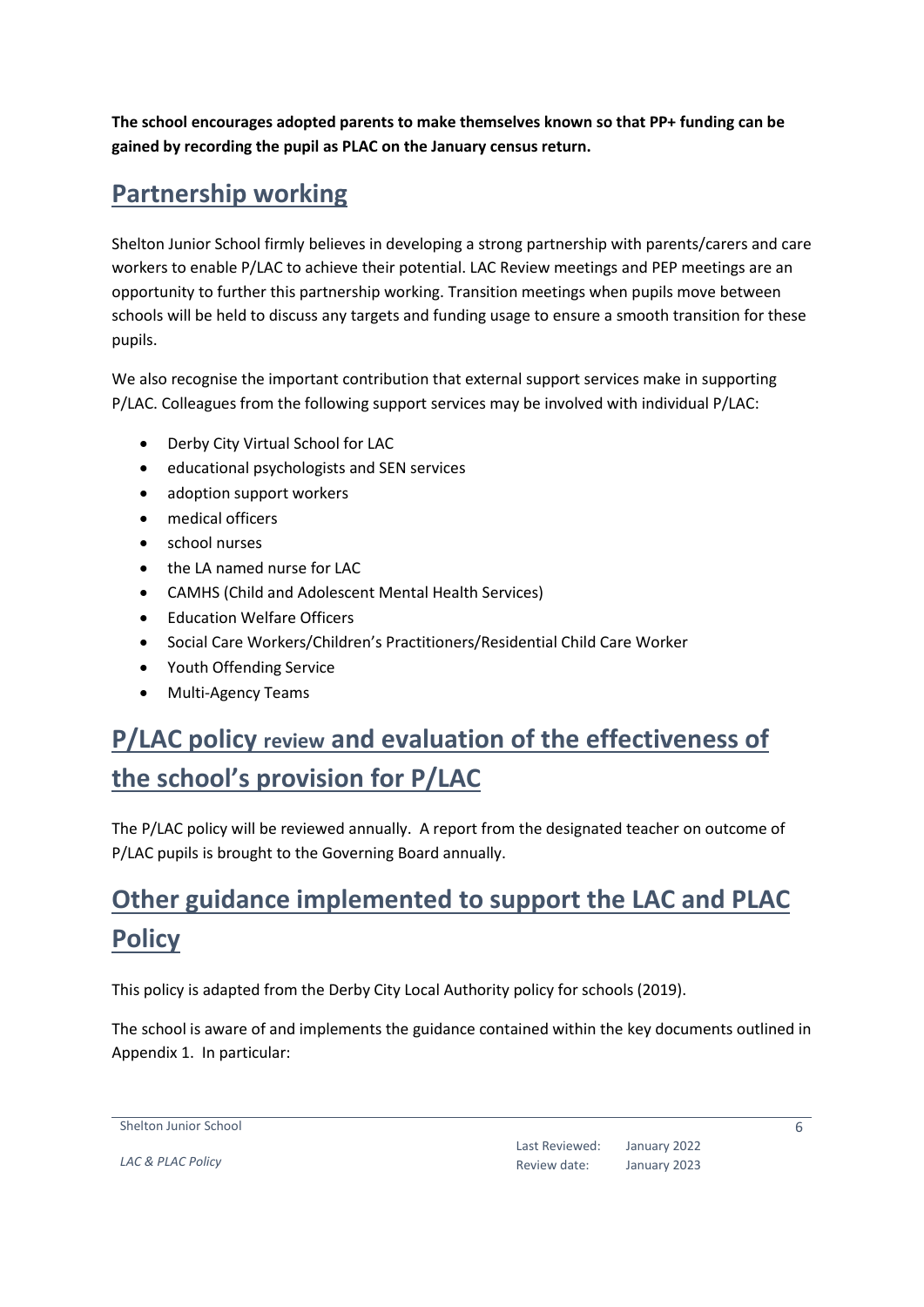**The school encourages adopted parents to make themselves known so that PP+ funding can be gained by recording the pupil as PLAC on the January census return.**

## Partnership working

Shelton Junior School firmly believes in developing a strong partnership with parents/carers and care workers to enable P/LAC to achieve their potential. LAC Review meetings and PEP meetings are an opportunity to further this partnership working. Transition meetings when pupils move between schools will be held to discuss any targets and funding usage to ensure a smooth transition for these pupils.

We also recognise the important contribution that external support services make in supporting P/LAC. Colleagues from the following support services may be involved with individual P/LAC:

- Derby City Virtual School for LAC
- educational psychologists and SEN services
- adoption support workers
- medical officers
- school nurses
- the LA named nurse for LAC
- CAMHS (Child and Adolescent Mental Health Services)
- Education Welfare Officers
- Social Care Workers/Children's Practitioners/Residential Child Care Worker
- Youth Offending Service
- Multi-Agency Teams

## P/LAC policy review and evaluation of the effectiveness of the school's provision for P/LAC

The P/LAC policy will be reviewed annually. A report from the designated teacher on outcome of P/LAC pupils is brought to the Governing Board annually.

## Other guidance implemented to support the LAC and PLAC Policy

This policy is adapted from the Derby City Local Authority policy for schools (2019).

The school is aware of and implements the guidance contained within the key documents outlined in Appendix 1. In particular: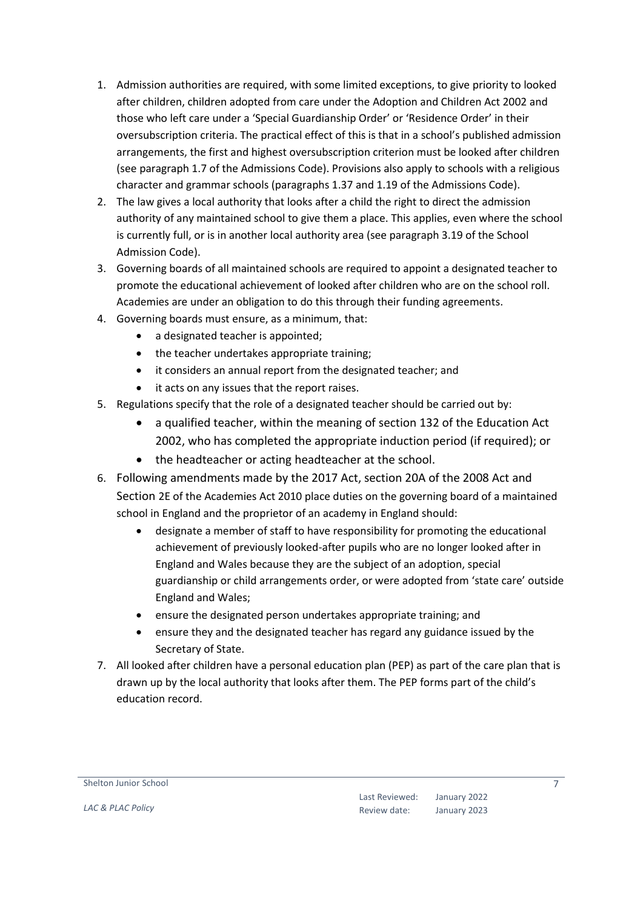1. Admission authorities are required, with some limited exceptions, to give priority to looked after children, children adopted from care under the Adoption and Children Act 2002 and those who left care under a 'Special Guardianship Order' or 'Residence Order' in their oversubscription criteria. The practical effect of this is that in a school's published admission arrangements, the first and highest oversubscription criterion must be looked after children (see paragraph 1.7 of the Admissions Code). Provisions also apply to schools with a religious character and grammar schools (paragraphs 1.37 and 1.19 of the Admissions Code).
2. The law gives a local authority that looks after a child the right to direct the admission authority of any maintained school to give them a place. This applies, even where the school is currently full, or is in another local authority area (see paragraph 3.19 of the School Admission Code).
3. Governing boards of all maintained schools are required to appoint a designated teacher to promote the educational achievement of looked after children who are on the school roll. Academies are under an obligation to do this through their funding agreements.
4. Governing boards must ensure, as a minimum, that:
   - a designated teacher is appointed;
   - the teacher undertakes appropriate training;
   - it considers an annual report from the designated teacher; and
   - it acts on any issues that the report raises.
5. Regulations specify that the role of a designated teacher should be carried out by:
   - a qualified teacher, within the meaning of section 132 of the Education Act 2002, who has completed the appropriate induction period (if required); or
   - the headteacher or acting headteacher at the school.
6. Following amendments made by the 2017 Act, section 20A of the 2008 Act and Section 2E of the Academies Act 2010 place duties on the governing board of a maintained school in England and the proprietor of an academy in England should:
   - designate a member of staff to have responsibility for promoting the educational achievement of previously looked-after pupils who are no longer looked after in England and Wales because they are the subject of an adoption, special guardianship or child arrangements order, or were adopted from 'state care' outside England and Wales;
   - ensure the designated person undertakes appropriate training; and
   - ensure they and the designated teacher has regard any guidance issued by the Secretary of State.
7. All looked after children have a personal education plan (PEP) as part of the care plan that is drawn up by the local authority that looks after them. The PEP forms part of the child's education record.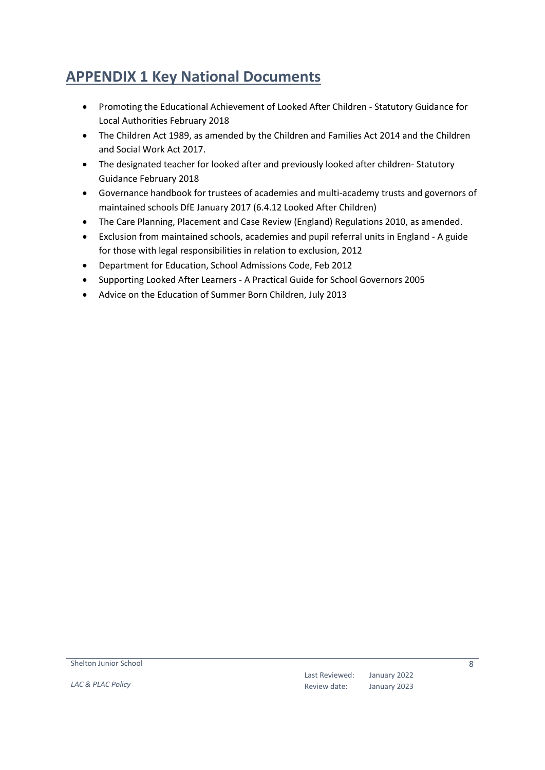# APPENDIX 1 Key National Documents

- Promoting the Educational Achievement of Looked After Children - Statutory Guidance for Local Authorities February 2018
- The Children Act 1989, as amended by the Children and Families Act 2014 and the Children and Social Work Act 2017.
- The designated teacher for looked after and previously looked after children- Statutory Guidance February 2018
- Governance handbook for trustees of academies and multi-academy trusts and governors of maintained schools DfE January 2017 (6.4.12 Looked After Children)
- The Care Planning, Placement and Case Review (England) Regulations 2010, as amended.
- Exclusion from maintained schools, academies and pupil referral units in England - A guide for those with legal responsibilities in relation to exclusion, 2012
- Department for Education, School Admissions Code, Feb 2012
- Supporting Looked After Learners - A Practical Guide for School Governors 2005
- Advice on the Education of Summer Born Children, July 2013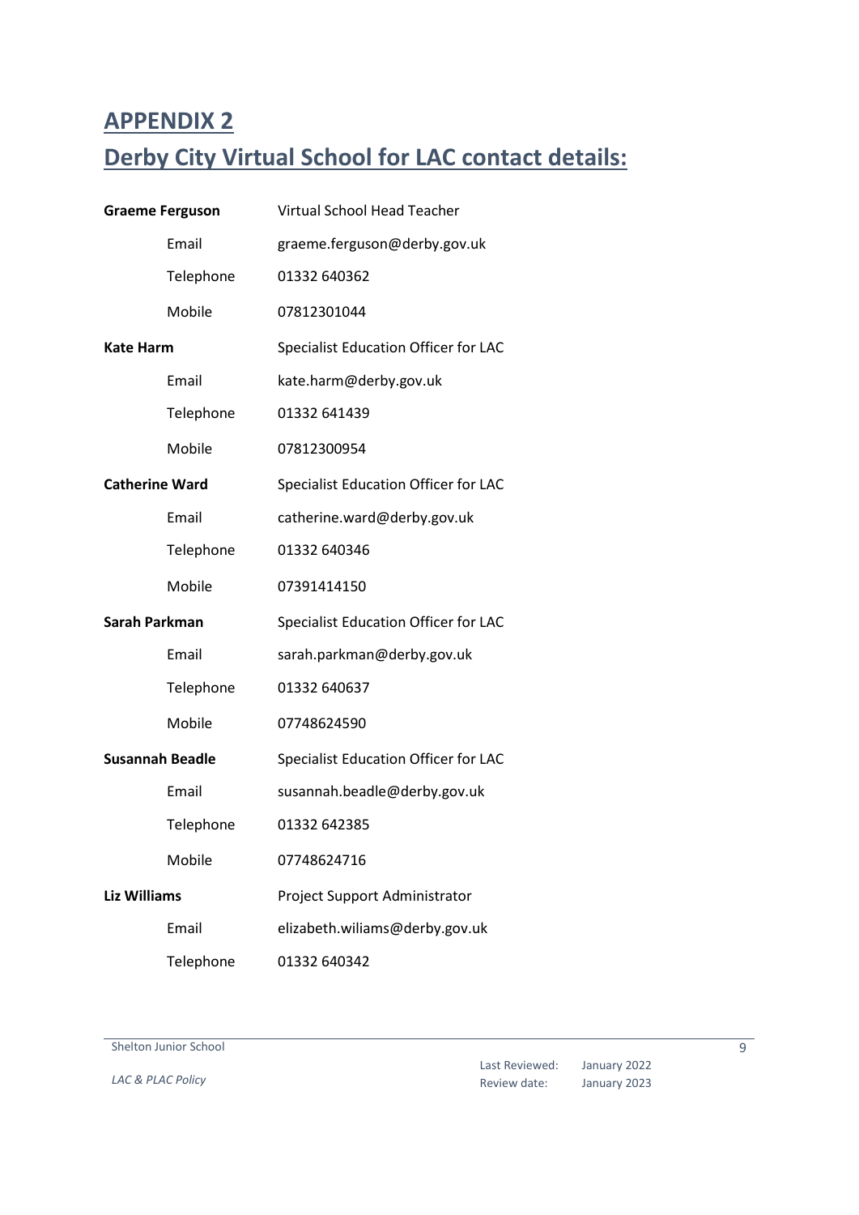# APPENDIX 2

# Derby City Virtual School for LAC contact details:

| | |
|---|---|
| **Graeme Ferguson** | Virtual School Head Teacher |
| Email | graeme.ferguson@derby.gov.uk |
| Telephone | 01332 640362 |
| Mobile | 07812301044 |
| **Kate Harm** | Specialist Education Officer for LAC |
| Email | kate.harm@derby.gov.uk |
| Telephone | 01332 641439 |
| Mobile | 07812300954 |
| **Catherine Ward** | Specialist Education Officer for LAC |
| Email | catherine.ward@derby.gov.uk |
| Telephone | 01332 640346 |
| Mobile | 07391414150 |
| **Sarah Parkman** | Specialist Education Officer for LAC |
| Email | sarah.parkman@derby.gov.uk |
| Telephone | 01332 640637 |
| Mobile | 07748624590 |
| **Susannah Beadle** | Specialist Education Officer for LAC |
| Email | susannah.beadle@derby.gov.uk |
| Telephone | 01332 642385 |
| Mobile | 07748624716 |
| **Liz Williams** | Project Support Administrator |
| Email | elizabeth.wiliams@derby.gov.uk |
| Telephone | 01332 640342 |